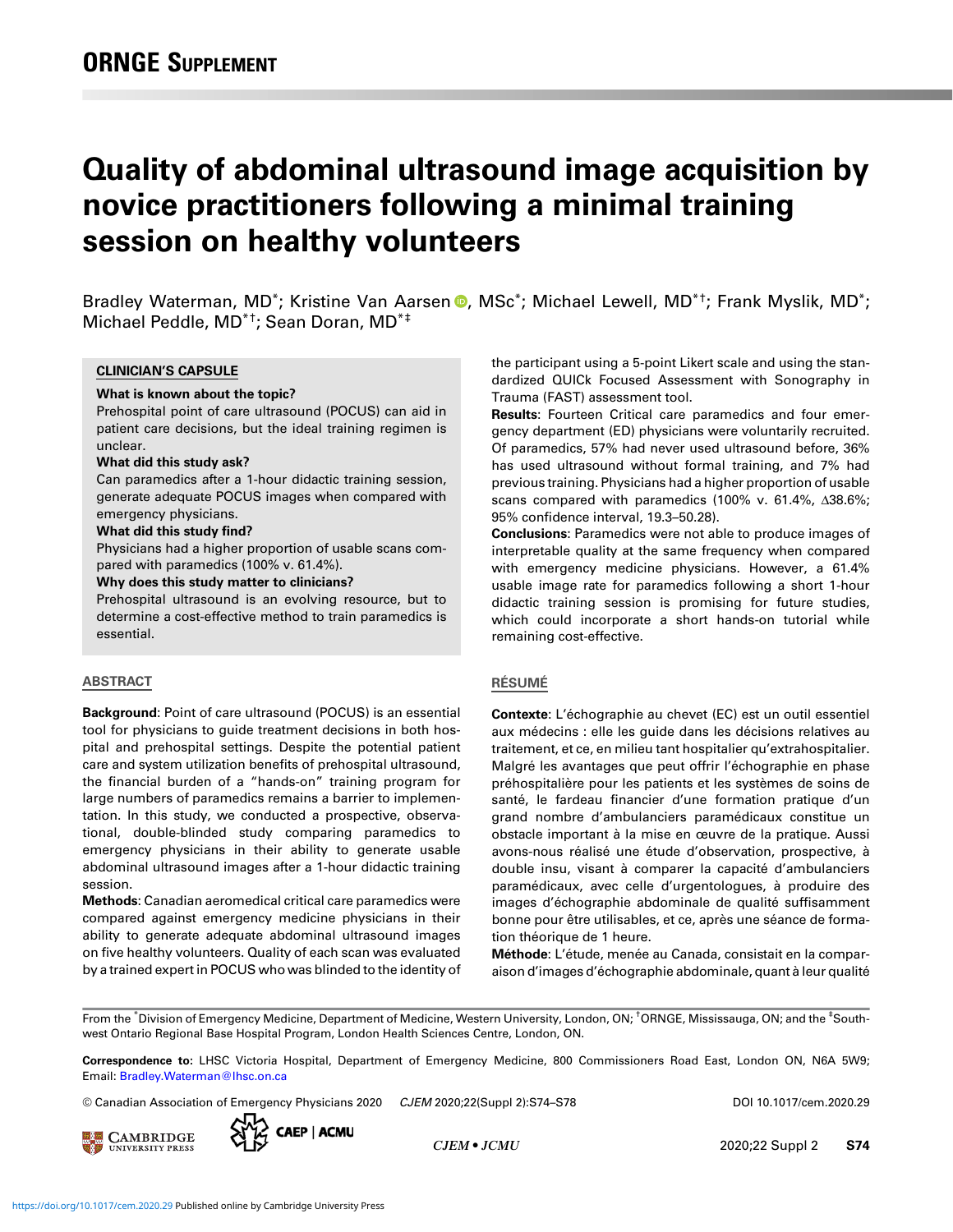ORNGE SUPPLEMENT

# Quality of abdominal ultrasound image acquisition by novice practitioners following a minimal training session on healthy volunteers

Bradley Waterman, MD[*]; Kristine Van Aarsen, MSc[*]; Michael Lewell, MD[*†]; Frank Myslik, MD[*]; Michael Peddle, MD[*†]; Sean Doran, MD[*‡]

## CLINICIAN'S CAPSULE

**What is known about the topic?**
Prehospital point of care ultrasound (POCUS) can aid in patient care decisions, but the ideal training regimen is unclear.

**What did this study ask?**
Can paramedics after a 1-hour didactic training session, generate adequate POCUS images when compared with emergency physicians.

**What did this study find?**
Physicians had a higher proportion of usable scans compared with paramedics (100% v. 61.4%).

**Why does this study matter to clinicians?**
Prehospital ultrasound is an evolving resource, but to determine a cost-effective method to train paramedics is essential.

## ABSTRACT

**Background**: Point of care ultrasound (POCUS) is an essential tool for physicians to guide treatment decisions in both hospital and prehospital settings. Despite the potential patient care and system utilization benefits of prehospital ultrasound, the financial burden of a "hands-on" training program for large numbers of paramedics remains a barrier to implementation. In this study, we conducted a prospective, observational, double-blinded study comparing paramedics to emergency physicians in their ability to generate usable abdominal ultrasound images after a 1-hour didactic training session.

**Methods**: Canadian aeromedical critical care paramedics were compared against emergency medicine physicians in their ability to generate adequate abdominal ultrasound images on five healthy volunteers. Quality of each scan was evaluated by a trained expert in POCUS who was blinded to the identity of the participant using a 5-point Likert scale and using the standardized QUICk Focused Assessment with Sonography in Trauma (FAST) assessment tool.

**Results**: Fourteen Critical care paramedics and four emergency department (ED) physicians were voluntarily recruited. Of paramedics, 57% had never used ultrasound before, 36% has used ultrasound without formal training, and 7% had previous training. Physicians had a higher proportion of usable scans compared with paramedics (100% v. 61.4%, ∆38.6%; 95% confidence interval, 19.3–50.28).

**Conclusions**: Paramedics were not able to produce images of interpretable quality at the same frequency when compared with emergency medicine physicians. However, a 61.4% usable image rate for paramedics following a short 1-hour didactic training session is promising for future studies, which could incorporate a short hands-on tutorial while remaining cost-effective.

## RÉSUMÉ

**Contexte**: L'échographie au chevet (EC) est un outil essentiel aux médecins : elle les guide dans les décisions relatives au traitement, et ce, en milieu tant hospitalier qu'extrahospitalier. Malgré les avantages que peut offrir l'échographie en phase préhospitalière pour les patients et les systèmes de soins de santé, le fardeau financier d'une formation pratique d'un grand nombre d'ambulanciers paramédicaux constitue un obstacle important à la mise en œuvre de la pratique. Aussi avons-nous réalisé une étude d'observation, prospective, à double insu, visant à comparer la capacité d'ambulanciers paramédicaux, avec celle d'urgentologues, à produire des images d'échographie abdominale de qualité suffisamment bonne pour être utilisables, et ce, après une séance de formation théorique de 1 heure.

**Méthode**: L'étude, menée au Canada, consistait en la comparaison d'images d'échographie abdominale, quant à leur qualité

From the [*]Division of Emergency Medicine, Department of Medicine, Western University, London, ON; [†]ORNGE, Mississauga, ON; and the [‡]Southwest Ontario Regional Base Hospital Program, London Health Sciences Centre, London, ON.

**Correspondence to:** LHSC Victoria Hospital, Department of Emergency Medicine, 800 Commissioners Road East, London ON, N6A 5W9; Email: Bradley.Waterman@lhsc.on.ca

© Canadian Association of Emergency Physicians 2020 *CJEM* 2020;22(Suppl 2):S74–S78 DOI 10.1017/cem.2020.29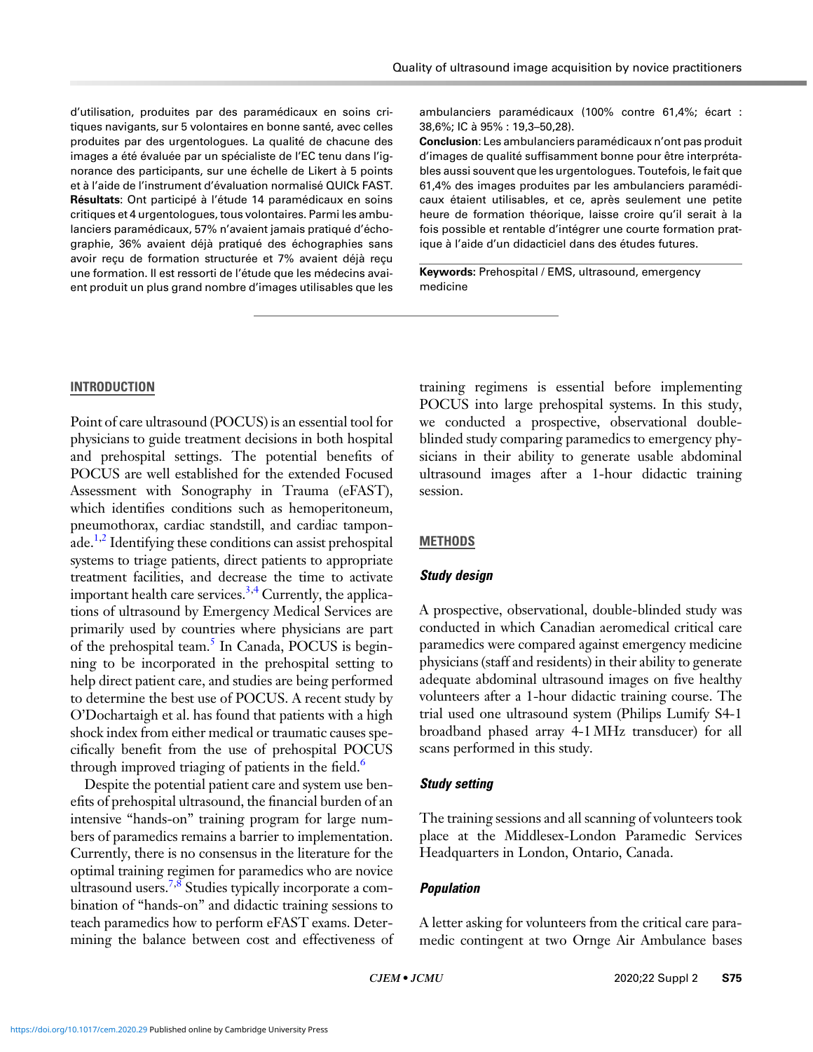d'utilisation, produites par des paramédicaux en soins critiques navigants, sur 5 volontaires en bonne santé, avec celles produites par des urgentologues. La qualité de chacune des images a été évaluée par un spécialiste de l'EC tenu dans l'ignorance des participants, sur une échelle de Likert à 5 points et à l'aide de l'instrument d'évaluation normalisé QUICk FAST. **Résultats**: Ont participé à l'étude 14 paramédicaux en soins critiques et 4 urgentologues, tous volontaires. Parmi les ambulanciers paramédicaux, 57% n'avaient jamais pratiqué d'échographie, 36% avaient déjà pratiqué des échographies sans avoir reçu de formation structurée et 7% avaient déjà reçu une formation. Il est ressorti de l'étude que les médecins avaient produit un plus grand nombre d'images utilisables que les ambulanciers paramédicaux (100% contre 61,4%; écart : 38,6%; IC à 95% : 19,3–50,28).

**Conclusion**: Les ambulanciers paramédicaux n'ont pas produit d'images de qualité suffisamment bonne pour être interprétables aussi souvent que les urgentologues. Toutefois, le fait que 61,4% des images produites par les ambulanciers paramédicaux étaient utilisables, et ce, après seulement une petite heure de formation théorique, laisse croire qu'il serait à la fois possible et rentable d'intégrer une courte formation pratique à l'aide d'un didacticiel dans des études futures.

**Keywords:** Prehospital / EMS, ultrasound, emergency medicine

## INTRODUCTION

Point of care ultrasound (POCUS) is an essential tool for physicians to guide treatment decisions in both hospital and prehospital settings. The potential benefits of POCUS are well established for the extended Focused Assessment with Sonography in Trauma (eFAST), which identifies conditions such as hemoperitoneum, pneumothorax, cardiac standstill, and cardiac tamponade.[1,2] Identifying these conditions can assist prehospital systems to triage patients, direct patients to appropriate treatment facilities, and decrease the time to activate important health care services.[3,4] Currently, the applications of ultrasound by Emergency Medical Services are primarily used by countries where physicians are part of the prehospital team.[5] In Canada, POCUS is beginning to be incorporated in the prehospital setting to help direct patient care, and studies are being performed to determine the best use of POCUS. A recent study by O'Dochartaigh et al. has found that patients with a high shock index from either medical or traumatic causes specifically benefit from the use of prehospital POCUS through improved triaging of patients in the field.[6]

Despite the potential patient care and system use benefits of prehospital ultrasound, the financial burden of an intensive "hands-on" training program for large numbers of paramedics remains a barrier to implementation. Currently, there is no consensus in the literature for the optimal training regimen for paramedics who are novice ultrasound users.[7,8] Studies typically incorporate a combination of "hands-on" and didactic training sessions to teach paramedics how to perform eFAST exams. Determining the balance between cost and effectiveness of training regimens is essential before implementing POCUS into large prehospital systems. In this study, we conducted a prospective, observational double-blinded study comparing paramedics to emergency physicians in their ability to generate usable abdominal ultrasound images after a 1-hour didactic training session.

## METHODS

### *Study design*

A prospective, observational, double-blinded study was conducted in which Canadian aeromedical critical care paramedics were compared against emergency medicine physicians (staff and residents) in their ability to generate adequate abdominal ultrasound images on five healthy volunteers after a 1-hour didactic training course. The trial used one ultrasound system (Philips Lumify S4-1 broadband phased array 4-1 MHz transducer) for all scans performed in this study.

### *Study setting*

The training sessions and all scanning of volunteers took place at the Middlesex-London Paramedic Services Headquarters in London, Ontario, Canada.

### *Population*

A letter asking for volunteers from the critical care paramedic contingent at two Ornge Air Ambulance bases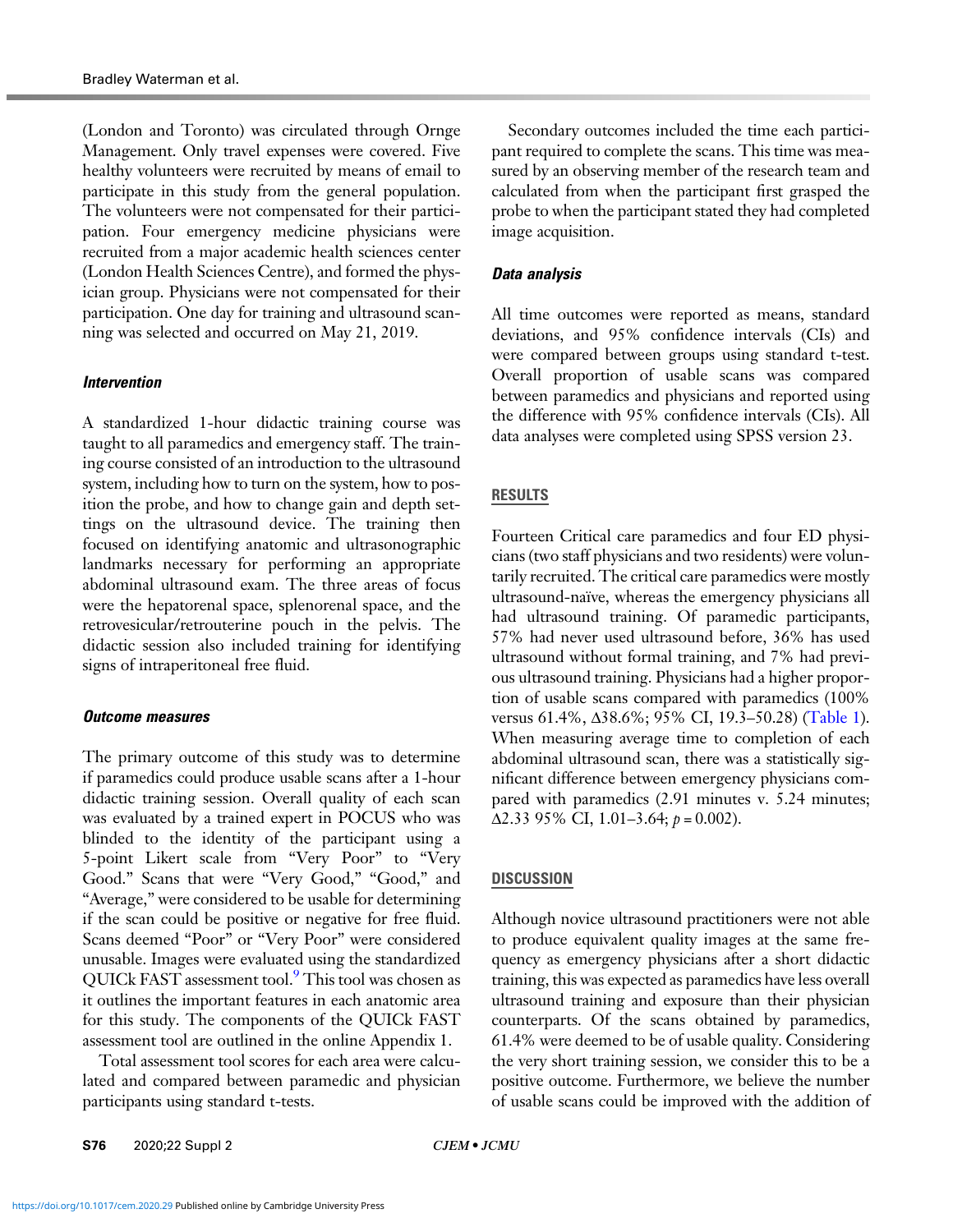(London and Toronto) was circulated through Ornge Management. Only travel expenses were covered. Five healthy volunteers were recruited by means of email to participate in this study from the general population. The volunteers were not compensated for their participation. Four emergency medicine physicians were recruited from a major academic health sciences center (London Health Sciences Centre), and formed the physician group. Physicians were not compensated for their participation. One day for training and ultrasound scanning was selected and occurred on May 21, 2019.

### *Intervention*

A standardized 1-hour didactic training course was taught to all paramedics and emergency staff. The training course consisted of an introduction to the ultrasound system, including how to turn on the system, how to position the probe, and how to change gain and depth settings on the ultrasound device. The training then focused on identifying anatomic and ultrasonographic landmarks necessary for performing an appropriate abdominal ultrasound exam. The three areas of focus were the hepatorenal space, splenorenal space, and the retrovesicular/retrouterine pouch in the pelvis. The didactic session also included training for identifying signs of intraperitoneal free fluid.

### *Outcome measures*

The primary outcome of this study was to determine if paramedics could produce usable scans after a 1-hour didactic training session. Overall quality of each scan was evaluated by a trained expert in POCUS who was blinded to the identity of the participant using a 5-point Likert scale from "Very Poor" to "Very Good." Scans that were "Very Good," "Good," and "Average," were considered to be usable for determining if the scan could be positive or negative for free fluid. Scans deemed "Poor" or "Very Poor" were considered unusable. Images were evaluated using the standardized QUICk FAST assessment tool.[9] This tool was chosen as it outlines the important features in each anatomic area for this study. The components of the QUICk FAST assessment tool are outlined in the online Appendix 1.

Total assessment tool scores for each area were calculated and compared between paramedic and physician participants using standard t-tests.

Secondary outcomes included the time each participant required to complete the scans. This time was measured by an observing member of the research team and calculated from when the participant first grasped the probe to when the participant stated they had completed image acquisition.

### *Data analysis*

All time outcomes were reported as means, standard deviations, and 95% confidence intervals (CIs) and were compared between groups using standard t-test. Overall proportion of usable scans was compared between paramedics and physicians and reported using the difference with 95% confidence intervals (CIs). All data analyses were completed using SPSS version 23.

## RESULTS

Fourteen Critical care paramedics and four ED physicians (two staff physicians and two residents) were voluntarily recruited. The critical care paramedics were mostly ultrasound-naïve, whereas the emergency physicians all had ultrasound training. Of paramedic participants, 57% had never used ultrasound before, 36% has used ultrasound without formal training, and 7% had previous ultrasound training. Physicians had a higher proportion of usable scans compared with paramedics (100% versus 61.4%, $\Delta$38.6%; 95% CI, 19.3–50.28) (Table 1). When measuring average time to completion of each abdominal ultrasound scan, there was a statistically significant difference between emergency physicians compared with paramedics (2.91 minutes v. 5.24 minutes; $\Delta$2.33 95% CI, 1.01–3.64; $p = 0.002$).

## DISCUSSION

Although novice ultrasound practitioners were not able to produce equivalent quality images at the same frequency as emergency physicians after a short didactic training, this was expected as paramedics have less overall ultrasound training and exposure than their physician counterparts. Of the scans obtained by paramedics, 61.4% were deemed to be of usable quality. Considering the very short training session, we consider this to be a positive outcome. Furthermore, we believe the number of usable scans could be improved with the addition of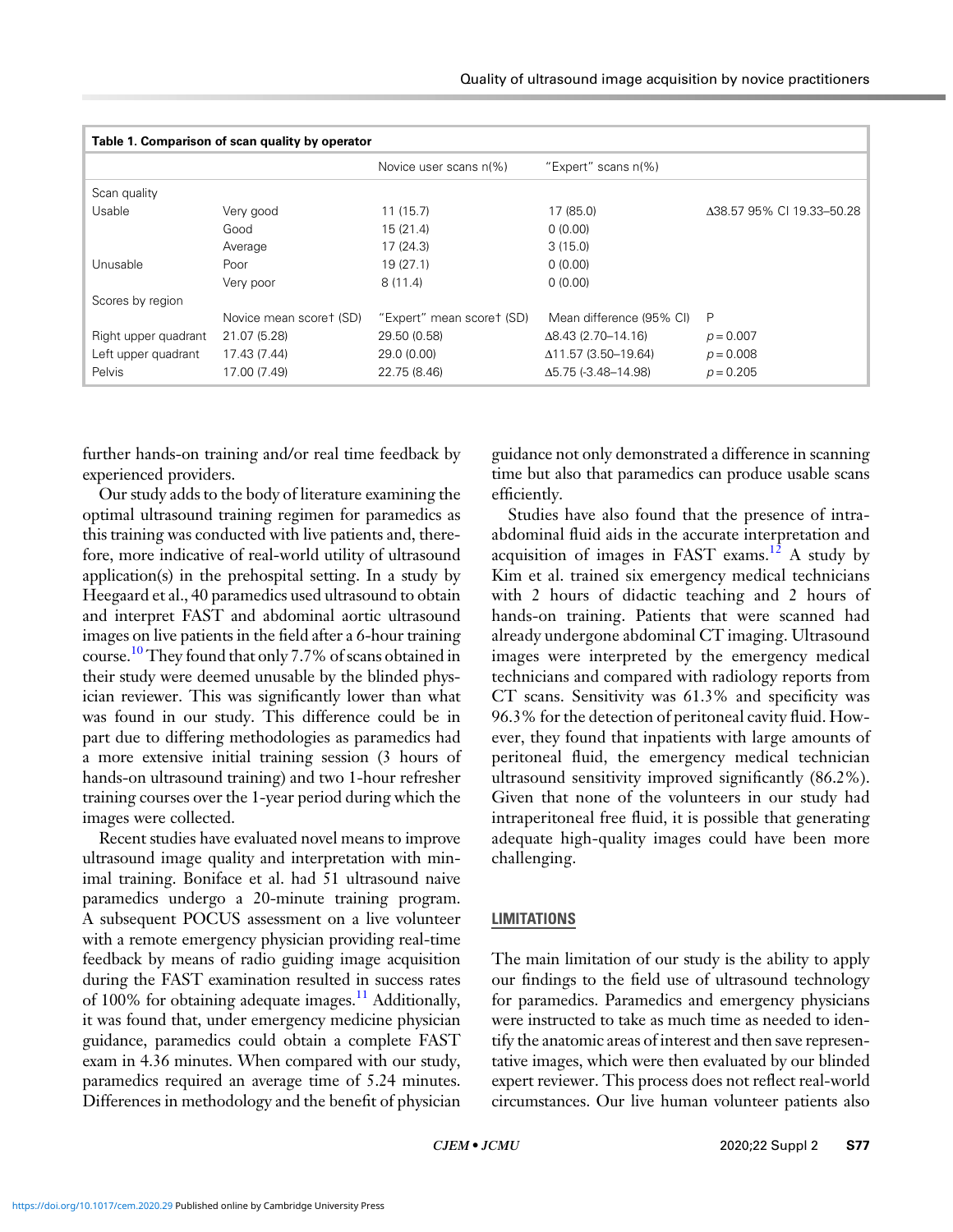**Table 1. Comparison of scan quality by operator**

| | | Novice user scans n(%) | "Expert" scans n(%) | |
|---|---|---|---|---|
| Scan quality | | | | |
| Usable | Very good | 11 (15.7) | 17 (85.0) | Δ38.57 95% CI 19.33–50.28 |
| | Good | 15 (21.4) | 0 (0.00) | |
| | Average | 17 (24.3) | 3 (15.0) | |
| Unusable | Poor | 19 (27.1) | 0 (0.00) | |
| | Very poor | 8 (11.4) | 0 (0.00) | |
| Scores by region | | | | |
| | Novice mean score† (SD) | "Expert" mean score† (SD) | Mean difference (95% CI) | P |
| Right upper quadrant | 21.07 (5.28) | 29.50 (0.58) | Δ8.43 (2.70–14.16) | $p = 0.007$ |
| Left upper quadrant | 17.43 (7.44) | 29.0 (0.00) | Δ11.57 (3.50–19.64) | $p = 0.008$ |
| Pelvis | 17.00 (7.49) | 22.75 (8.46) | Δ5.75 (-3.48–14.98) | $p = 0.205$ |

further hands-on training and/or real time feedback by experienced providers.

Our study adds to the body of literature examining the optimal ultrasound training regimen for paramedics as this training was conducted with live patients and, therefore, more indicative of real-world utility of ultrasound application(s) in the prehospital setting. In a study by Heegaard et al., 40 paramedics used ultrasound to obtain and interpret FAST and abdominal aortic ultrasound images on live patients in the field after a 6-hour training course.[10] They found that only 7.7% of scans obtained in their study were deemed unusable by the blinded physician reviewer. This was significantly lower than what was found in our study. This difference could be in part due to differing methodologies as paramedics had a more extensive initial training session (3 hours of hands-on ultrasound training) and two 1-hour refresher training courses over the 1-year period during which the images were collected.

Recent studies have evaluated novel means to improve ultrasound image quality and interpretation with minimal training. Boniface et al. had 51 ultrasound naive paramedics undergo a 20-minute training program. A subsequent POCUS assessment on a live volunteer with a remote emergency physician providing real-time feedback by means of radio guiding image acquisition during the FAST examination resulted in success rates of 100% for obtaining adequate images.[11] Additionally, it was found that, under emergency medicine physician guidance, paramedics could obtain a complete FAST exam in 4.36 minutes. When compared with our study, paramedics required an average time of 5.24 minutes. Differences in methodology and the benefit of physician guidance not only demonstrated a difference in scanning time but also that paramedics can produce usable scans efficiently.

Studies have also found that the presence of intra-abdominal fluid aids in the accurate interpretation and acquisition of images in FAST exams.[12] A study by Kim et al. trained six emergency medical technicians with 2 hours of didactic teaching and 2 hours of hands-on training. Patients that were scanned had already undergone abdominal CT imaging. Ultrasound images were interpreted by the emergency medical technicians and compared with radiology reports from CT scans. Sensitivity was 61.3% and specificity was 96.3% for the detection of peritoneal cavity fluid. However, they found that inpatients with large amounts of peritoneal fluid, the emergency medical technician ultrasound sensitivity improved significantly (86.2%). Given that none of the volunteers in our study had intraperitoneal free fluid, it is possible that generating adequate high-quality images could have been more challenging.

## LIMITATIONS

The main limitation of our study is the ability to apply our findings to the field use of ultrasound technology for paramedics. Paramedics and emergency physicians were instructed to take as much time as needed to identify the anatomic areas of interest and then save representative images, which were then evaluated by our blinded expert reviewer. This process does not reflect real-world circumstances. Our live human volunteer patients also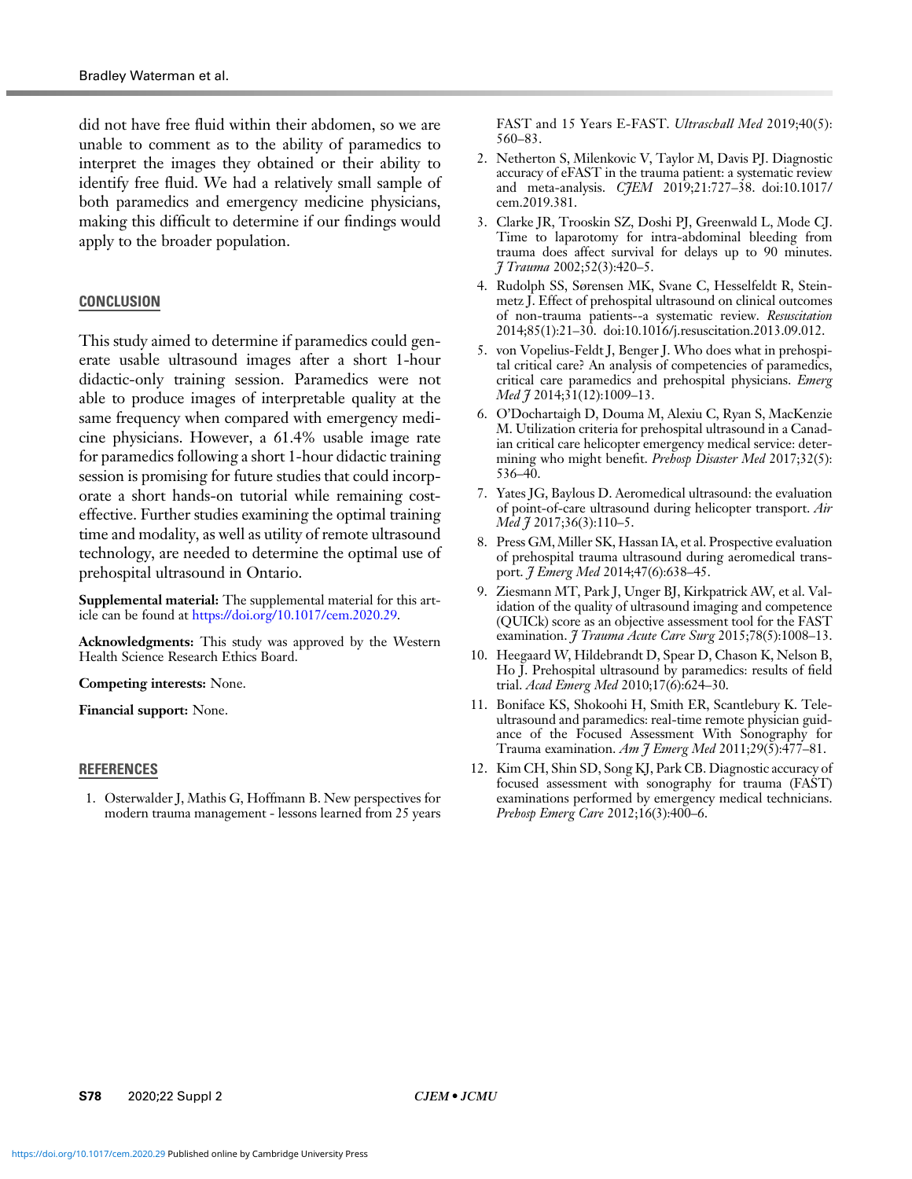did not have free fluid within their abdomen, so we are unable to comment as to the ability of paramedics to interpret the images they obtained or their ability to identify free fluid. We had a relatively small sample of both paramedics and emergency medicine physicians, making this difficult to determine if our findings would apply to the broader population.

## CONCLUSION

This study aimed to determine if paramedics could generate usable ultrasound images after a short 1-hour didactic-only training session. Paramedics were not able to produce images of interpretable quality at the same frequency when compared with emergency medicine physicians. However, a 61.4% usable image rate for paramedics following a short 1-hour didactic training session is promising for future studies that could incorporate a short hands-on tutorial while remaining cost-effective. Further studies examining the optimal training time and modality, as well as utility of remote ultrasound technology, are needed to determine the optimal use of prehospital ultrasound in Ontario.

**Supplemental material:** The supplemental material for this article can be found at https://doi.org/10.1017/cem.2020.29.

**Acknowledgments:** This study was approved by the Western Health Science Research Ethics Board.

**Competing interests:** None.

**Financial support:** None.

## REFERENCES

1. Osterwalder J, Mathis G, Hoffmann B. New perspectives for modern trauma management - lessons learned from 25 years FAST and 15 Years E-FAST. *Ultraschall Med* 2019;40(5): 560–83.
2. Netherton S, Milenkovic V, Taylor M, Davis PJ. Diagnostic accuracy of eFAST in the trauma patient: a systematic review and meta-analysis. *CJEM* 2019;21:727–38. doi:10.1017/cem.2019.381.
3. Clarke JR, Trooskin SZ, Doshi PJ, Greenwald L, Mode CJ. Time to laparotomy for intra-abdominal bleeding from trauma does affect survival for delays up to 90 minutes. *J Trauma* 2002;52(3):420–5.
4. Rudolph SS, Sørensen MK, Svane C, Hesselfeldt R, Steinmetz J. Effect of prehospital ultrasound on clinical outcomes of non-trauma patients--a systematic review. *Resuscitation* 2014;85(1):21–30. doi:10.1016/j.resuscitation.2013.09.012.
5. von Vopelius-Feldt J, Benger J. Who does what in prehospital critical care? An analysis of competencies of paramedics, critical care paramedics and prehospital physicians. *Emerg Med J* 2014;31(12):1009–13.
6. O'Dochartaigh D, Douma M, Alexiu C, Ryan S, MacKenzie M. Utilization criteria for prehospital ultrasound in a Canadian critical care helicopter emergency medical service: determining who might benefit. *Prehosp Disaster Med* 2017;32(5): 536–40.
7. Yates JG, Baylous D. Aeromedical ultrasound: the evaluation of point-of-care ultrasound during helicopter transport. *Air Med J* 2017;36(3):110–5.
8. Press GM, Miller SK, Hassan IA, et al. Prospective evaluation of prehospital trauma ultrasound during aeromedical transport. *J Emerg Med* 2014;47(6):638–45.
9. Ziesmann MT, Park J, Unger BJ, Kirkpatrick AW, et al. Validation of the quality of ultrasound imaging and competence (QUICk) score as an objective assessment tool for the FAST examination. *J Trauma Acute Care Surg* 2015;78(5):1008–13.
10. Heegaard W, Hildebrandt D, Spear D, Chason K, Nelson B, Ho J. Prehospital ultrasound by paramedics: results of field trial. *Acad Emerg Med* 2010;17(6):624–30.
11. Boniface KS, Shokoohi H, Smith ER, Scantlebury K. Tele-ultrasound and paramedics: real-time remote physician guidance of the Focused Assessment With Sonography for Trauma examination. *Am J Emerg Med* 2011;29(5):477–81.
12. Kim CH, Shin SD, Song KJ, Park CB. Diagnostic accuracy of focused assessment with sonography for trauma (FAST) examinations performed by emergency medical technicians. *Prehosp Emerg Care* 2012;16(3):400–6.